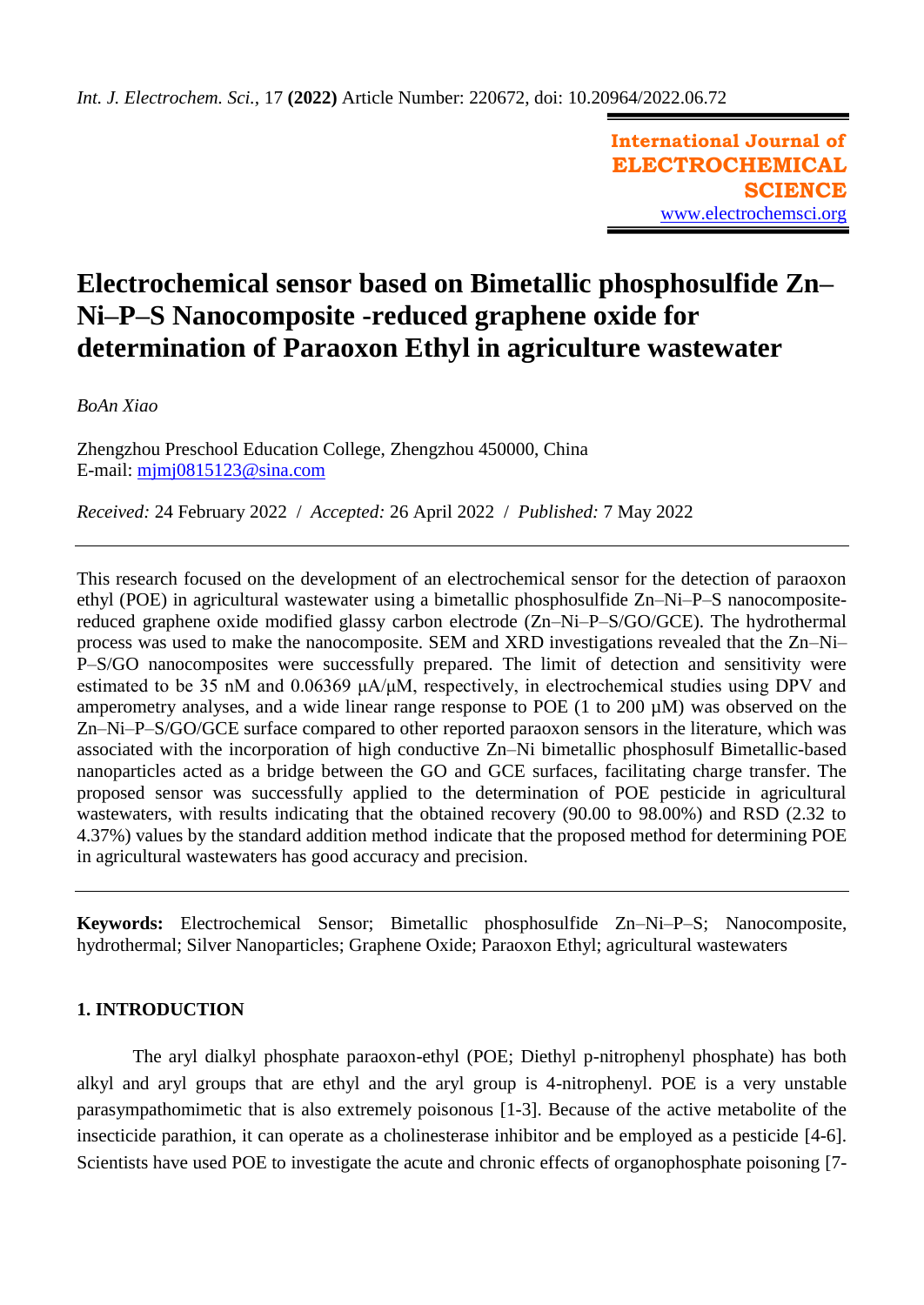# Electrochemical sensor based on Bimetallic phosphosulfide Zn–Ni–P–S Nanocomposite -reduced graphene oxide for determination of Paraoxon Ethyl in agriculture wastewater

*BoAn Xiao*

Zhengzhou Preschool Education College, Zhengzhou 450000, China
E-mail: mjmj0815123@sina.com

*Received:* 24 February 2022 / *Accepted:* 26 April 2022 / *Published:* 7 May 2022

This research focused on the development of an electrochemical sensor for the detection of paraoxon ethyl (POE) in agricultural wastewater using a bimetallic phosphosulfide Zn–Ni–P–S nanocomposite-reduced graphene oxide modified glassy carbon electrode (Zn–Ni–P–S/GO/GCE). The hydrothermal process was used to make the nanocomposite. SEM and XRD investigations revealed that the Zn–Ni–P–S/GO nanocomposites were successfully prepared. The limit of detection and sensitivity were estimated to be 35 nM and 0.06369 µA/µM, respectively, in electrochemical studies using DPV and amperometry analyses, and a wide linear range response to POE (1 to 200 µM) was observed on the Zn–Ni–P–S/GO/GCE surface compared to other reported paraoxon sensors in the literature, which was associated with the incorporation of high conductive Zn–Ni bimetallic phosphosulf Bimetallic-based nanoparticles acted as a bridge between the GO and GCE surfaces, facilitating charge transfer. The proposed sensor was successfully applied to the determination of POE pesticide in agricultural wastewaters, with results indicating that the obtained recovery (90.00 to 98.00%) and RSD (2.32 to 4.37%) values by the standard addition method indicate that the proposed method for determining POE in agricultural wastewaters has good accuracy and precision.

**Keywords:** Electrochemical Sensor; Bimetallic phosphosulfide Zn–Ni–P–S; Nanocomposite, hydrothermal; Silver Nanoparticles; Graphene Oxide; Paraoxon Ethyl; agricultural wastewaters

## 1. INTRODUCTION

The aryl dialkyl phosphate paraoxon-ethyl (POE; Diethyl p-nitrophenyl phosphate) has both alkyl and aryl groups that are ethyl and the aryl group is 4-nitrophenyl. POE is a very unstable parasympathomimetic that is also extremely poisonous [1-3]. Because of the active metabolite of the insecticide parathion, it can operate as a cholinesterase inhibitor and be employed as a pesticide [4-6]. Scientists have used POE to investigate the acute and chronic effects of organophosphate poisoning [7-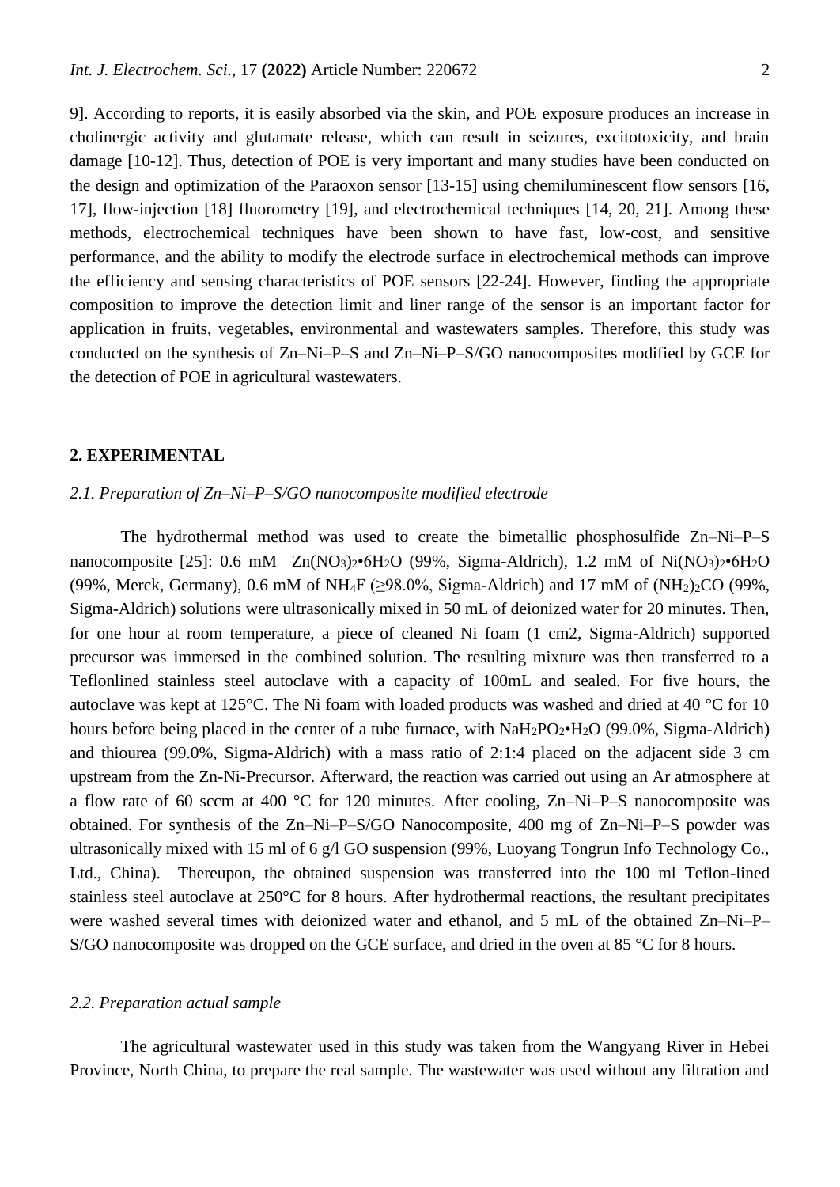9]. According to reports, it is easily absorbed via the skin, and POE exposure produces an increase in cholinergic activity and glutamate release, which can result in seizures, excitotoxicity, and brain damage [10-12]. Thus, detection of POE is very important and many studies have been conducted on the design and optimization of the Paraoxon sensor [13-15] using chemiluminescent flow sensors [16, 17], flow-injection [18] fluorometry [19], and electrochemical techniques [14, 20, 21]. Among these methods, electrochemical techniques have been shown to have fast, low-cost, and sensitive performance, and the ability to modify the electrode surface in electrochemical methods can improve the efficiency and sensing characteristics of POE sensors [22-24]. However, finding the appropriate composition to improve the detection limit and liner range of the sensor is an important factor for application in fruits, vegetables, environmental and wastewaters samples. Therefore, this study was conducted on the synthesis of Zn–Ni–P–S and Zn–Ni–P–S/GO nanocomposites modified by GCE for the detection of POE in agricultural wastewaters.

## 2. EXPERIMENTAL

### *2.1. Preparation of Zn–Ni–P–S/GO nanocomposite modified electrode*

The hydrothermal method was used to create the bimetallic phosphosulfide Zn–Ni–P–S nanocomposite [25]: 0.6 mM $Zn(NO_3)_2•6H_2O$ (99%, Sigma-Aldrich), 1.2 mM of $Ni(NO_3)_2•6H_2O$ (99%, Merck, Germany), 0.6 mM of $NH_4F$ (≥98.0%, Sigma-Aldrich) and 17 mM of $(NH_2)_2CO$ (99%, Sigma-Aldrich) solutions were ultrasonically mixed in 50 mL of deionized water for 20 minutes. Then, for one hour at room temperature, a piece of cleaned Ni foam (1 cm2, Sigma-Aldrich) supported precursor was immersed in the combined solution. The resulting mixture was then transferred to a Teflonlined stainless steel autoclave with a capacity of 100mL and sealed. For five hours, the autoclave was kept at 125°C. The Ni foam with loaded products was washed and dried at 40 °C for 10 hours before being placed in the center of a tube furnace, with $NaH_2PO_2•H_2O$ (99.0%, Sigma-Aldrich) and thiourea (99.0%, Sigma-Aldrich) with a mass ratio of 2:1:4 placed on the adjacent side 3 cm upstream from the Zn-Ni-Precursor. Afterward, the reaction was carried out using an Ar atmosphere at a flow rate of 60 sccm at 400 °C for 120 minutes. After cooling, Zn–Ni–P–S nanocomposite was obtained. For synthesis of the Zn–Ni–P–S/GO Nanocomposite, 400 mg of Zn–Ni–P–S powder was ultrasonically mixed with 15 ml of 6 g/l GO suspension (99%, Luoyang Tongrun Info Technology Co., Ltd., China). Thereupon, the obtained suspension was transferred into the 100 ml Teflon-lined stainless steel autoclave at 250°C for 8 hours. After hydrothermal reactions, the resultant precipitates were washed several times with deionized water and ethanol, and 5 mL of the obtained Zn–Ni–P–S/GO nanocomposite was dropped on the GCE surface, and dried in the oven at 85 °C for 8 hours.

### *2.2. Preparation actual sample*

The agricultural wastewater used in this study was taken from the Wangyang River in Hebei Province, North China, to prepare the real sample. The wastewater was used without any filtration and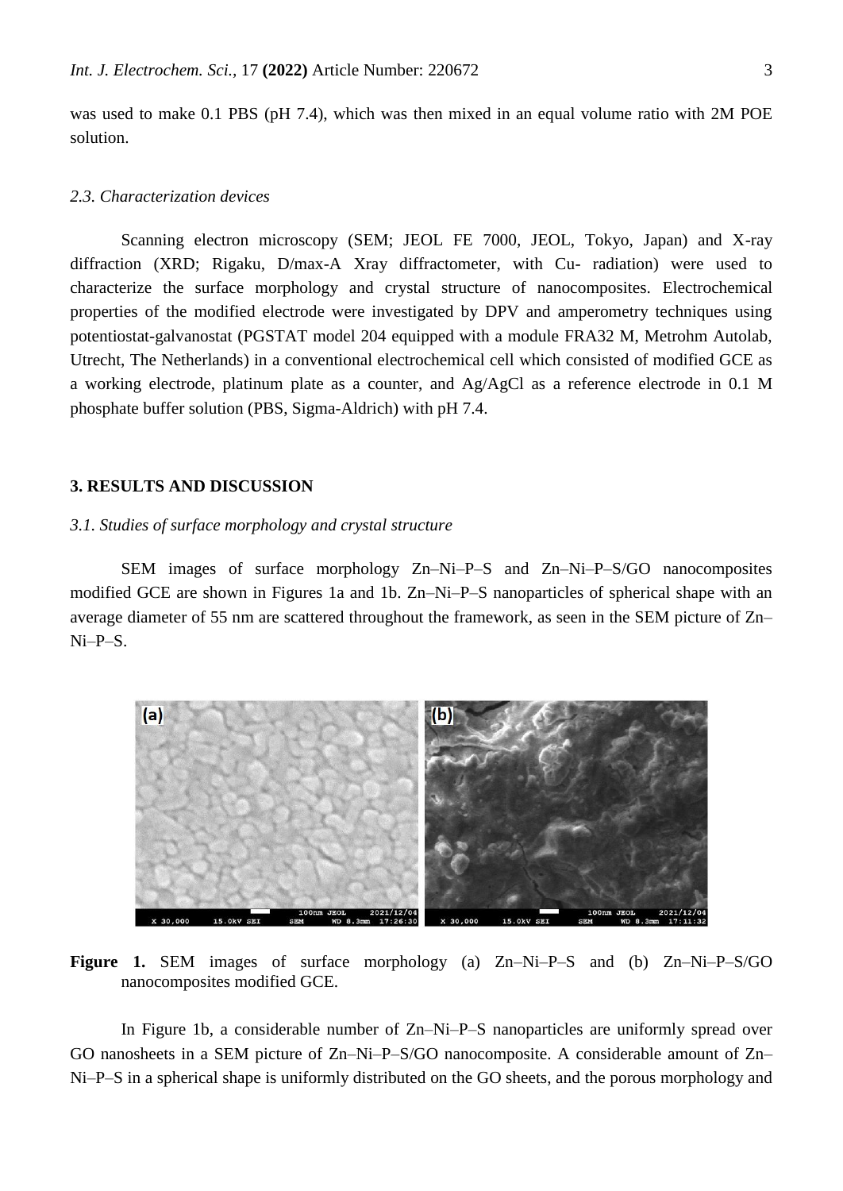was used to make 0.1 PBS (pH 7.4), which was then mixed in an equal volume ratio with 2M POE solution.

### *2.3. Characterization devices*

Scanning electron microscopy (SEM; JEOL FE 7000, JEOL, Tokyo, Japan) and X-ray diffraction (XRD; Rigaku, D/max-A Xray diffractometer, with Cu- radiation) were used to characterize the surface morphology and crystal structure of nanocomposites. Electrochemical properties of the modified electrode were investigated by DPV and amperometry techniques using potentiostat-galvanostat (PGSTAT model 204 equipped with a module FRA32 M, Metrohm Autolab, Utrecht, The Netherlands) in a conventional electrochemical cell which consisted of modified GCE as a working electrode, platinum plate as a counter, and Ag/AgCl as a reference electrode in 0.1 M phosphate buffer solution (PBS, Sigma-Aldrich) with pH 7.4.

## **3. RESULTS AND DISCUSSION**

### *3.1. Studies of surface morphology and crystal structure*

SEM images of surface morphology Zn–Ni–P–S and Zn–Ni–P–S/GO nanocomposites modified GCE are shown in Figures 1a and 1b. Zn–Ni–P–S nanoparticles of spherical shape with an average diameter of 55 nm are scattered throughout the framework, as seen in the SEM picture of Zn–Ni–P–S.

**Figure 1.** SEM images of surface morphology (a) Zn–Ni–P–S and (b) Zn–Ni–P–S/GO nanocomposites modified GCE.

In Figure 1b, a considerable number of Zn–Ni–P–S nanoparticles are uniformly spread over GO nanosheets in a SEM picture of Zn–Ni–P–S/GO nanocomposite. A considerable amount of Zn–Ni–P–S in a spherical shape is uniformly distributed on the GO sheets, and the porous morphology and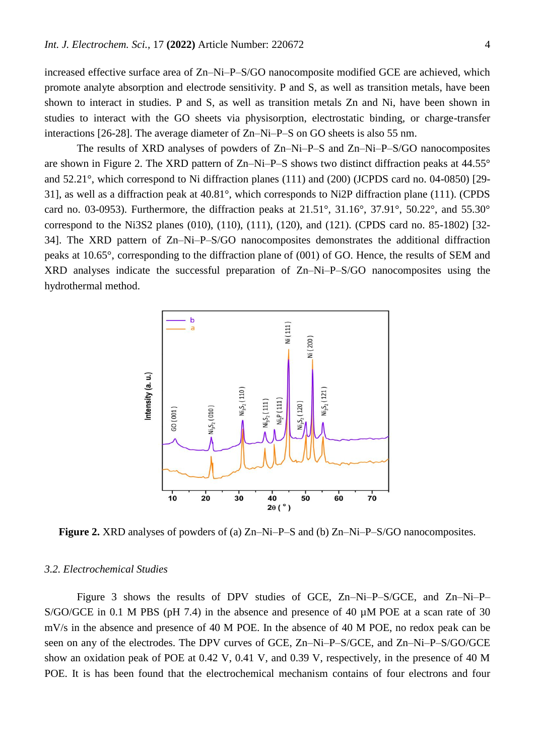increased effective surface area of Zn–Ni–P–S/GO nanocomposite modified GCE are achieved, which promote analyte absorption and electrode sensitivity. P and S, as well as transition metals, have been shown to interact in studies. P and S, as well as transition metals Zn and Ni, have been shown in studies to interact with the GO sheets via physisorption, electrostatic binding, or charge-transfer interactions [26-28]. The average diameter of Zn–Ni–P–S on GO sheets is also 55 nm.

The results of XRD analyses of powders of Zn–Ni–P–S and Zn–Ni–P–S/GO nanocomposites are shown in Figure 2. The XRD pattern of Zn–Ni–P–S shows two distinct diffraction peaks at 44.55° and 52.21°, which correspond to Ni diffraction planes (111) and (200) (JCPDS card no. 04-0850) [29-31], as well as a diffraction peak at 40.81°, which corresponds to Ni2P diffraction plane (111). (CPDS card no. 03-0953). Furthermore, the diffraction peaks at 21.51°, 31.16°, 37.91°, 50.22°, and 55.30° correspond to the Ni3S2 planes (010), (110), (111), (120), and (121). (CPDS card no. 85-1802) [32-34]. The XRD pattern of Zn–Ni–P–S/GO nanocomposites demonstrates the additional diffraction peaks at 10.65°, corresponding to the diffraction plane of (001) of GO. Hence, the results of SEM and XRD analyses indicate the successful preparation of Zn–Ni–P–S/GO nanocomposites using the hydrothermal method.

**Figure 2.** XRD analyses of powders of (a) Zn–Ni–P–S and (b) Zn–Ni–P–S/GO nanocomposites.

### *3.2. Electrochemical Studies*

Figure 3 shows the results of DPV studies of GCE, Zn–Ni–P–S/GCE, and Zn–Ni–P–S/GO/GCE in 0.1 M PBS (pH 7.4) in the absence and presence of 40 µM POE at a scan rate of 30 mV/s in the absence and presence of 40 M POE. In the absence of 40 M POE, no redox peak can be seen on any of the electrodes. The DPV curves of GCE, Zn–Ni–P–S/GCE, and Zn–Ni–P–S/GO/GCE show an oxidation peak of POE at 0.42 V, 0.41 V, and 0.39 V, respectively, in the presence of 40 M POE. It is has been found that the electrochemical mechanism contains of four electrons and four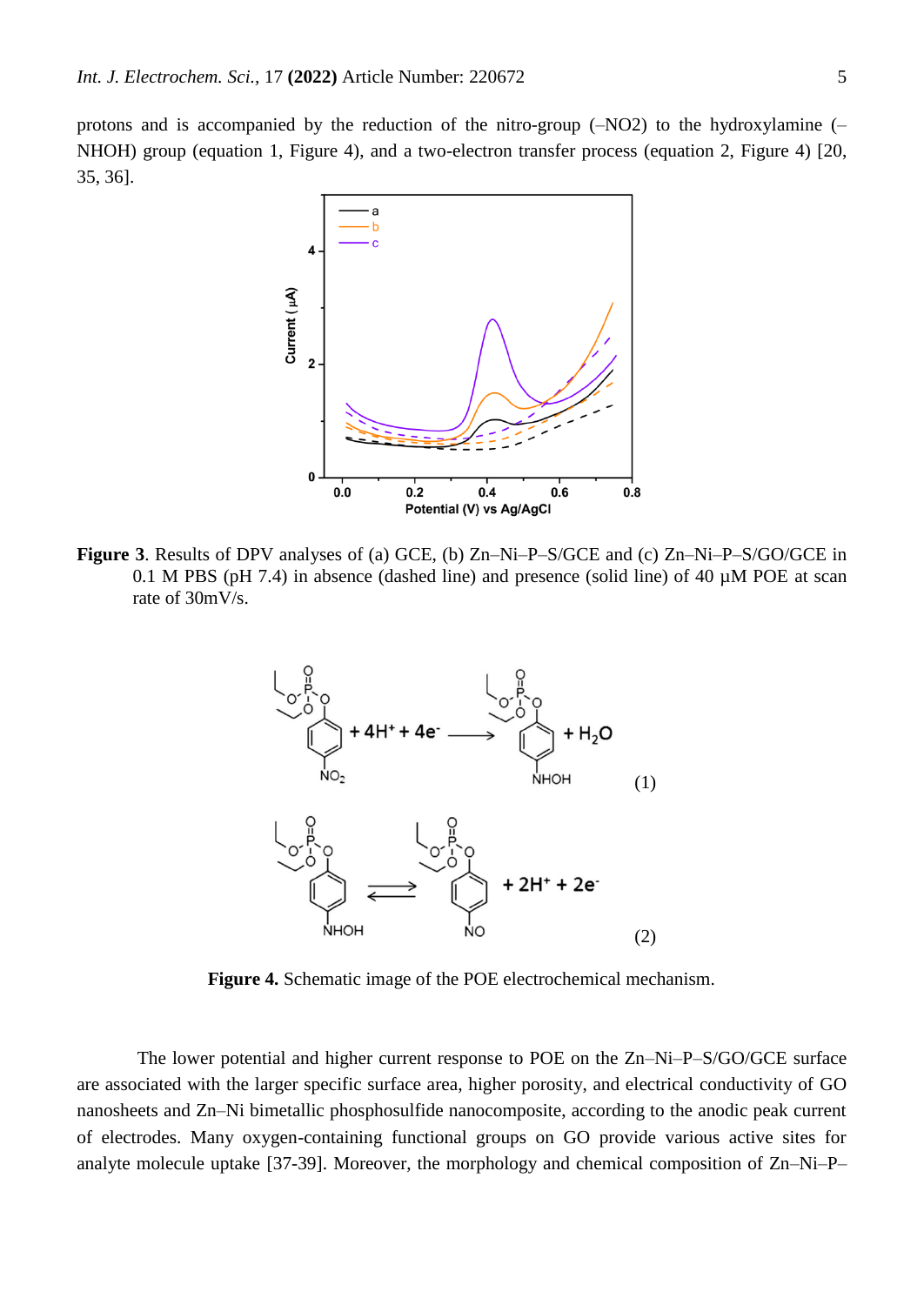protons and is accompanied by the reduction of the nitro-group (–NO2) to the hydroxylamine (–NHOH) group (equation 1, Figure 4), and a two-electron transfer process (equation 2, Figure 4) [20, 35, 36].

**Figure 3**. Results of DPV analyses of (a) GCE, (b) Zn–Ni–P–S/GCE and (c) Zn–Ni–P–S/GO/GCE in 0.1 M PBS (pH 7.4) in absence (dashed line) and presence (solid line) of 40 µM POE at scan rate of 30mV/s.

**Figure 4.** Schematic image of the POE electrochemical mechanism.

The lower potential and higher current response to POE on the Zn–Ni–P–S/GO/GCE surface are associated with the larger specific surface area, higher porosity, and electrical conductivity of GO nanosheets and Zn–Ni bimetallic phosphosulfide nanocomposite, according to the anodic peak current of electrodes. Many oxygen-containing functional groups on GO provide various active sites for analyte molecule uptake [37-39]. Moreover, the morphology and chemical composition of Zn–Ni–P–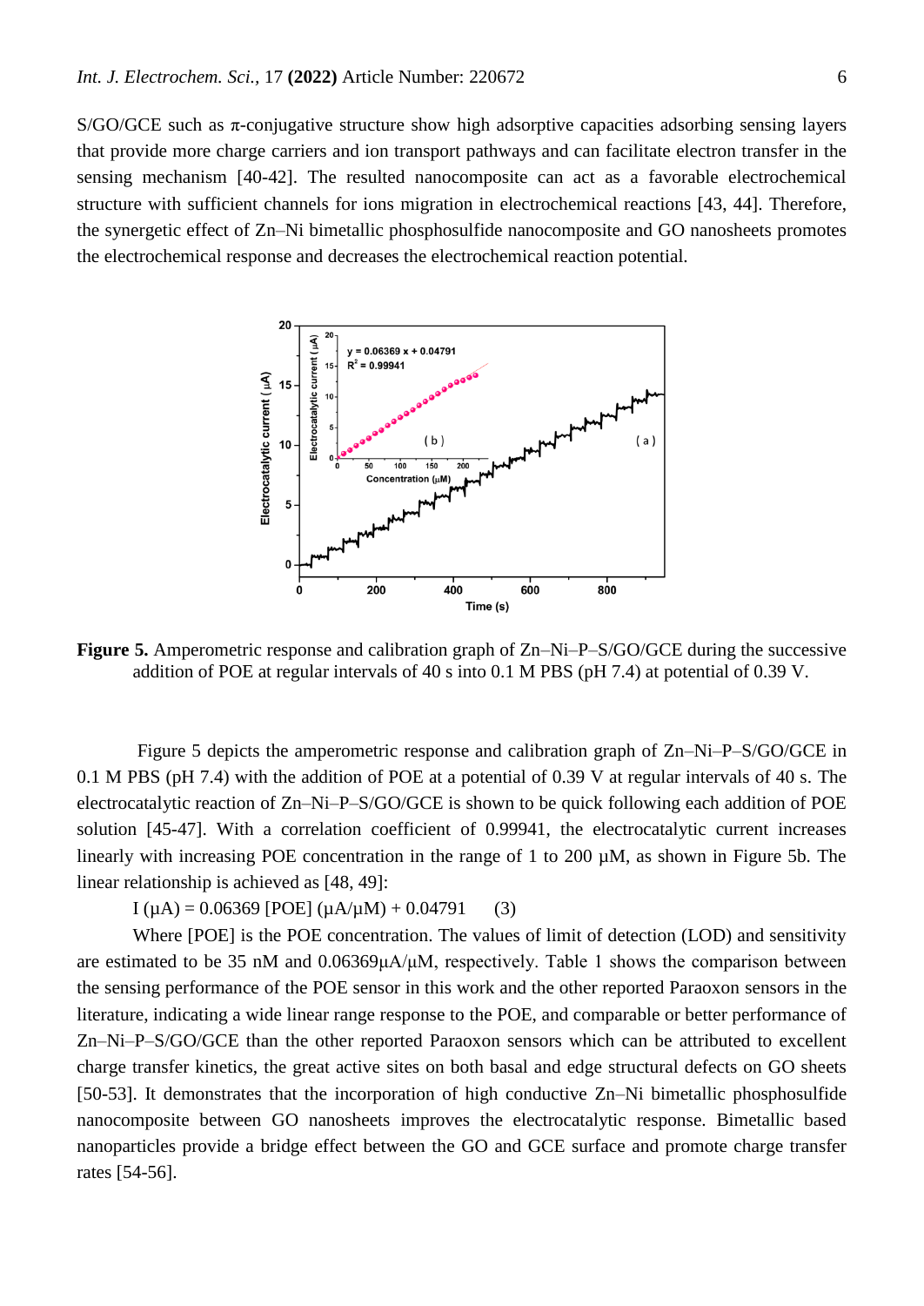S/GO/GCE such as π-conjugative structure show high adsorptive capacities adsorbing sensing layers that provide more charge carriers and ion transport pathways and can facilitate electron transfer in the sensing mechanism [40-42]. The resulted nanocomposite can act as a favorable electrochemical structure with sufficient channels for ions migration in electrochemical reactions [43, 44]. Therefore, the synergetic effect of Zn–Ni bimetallic phosphosulfide nanocomposite and GO nanosheets promotes the electrochemical response and decreases the electrochemical reaction potential.

**Figure 5.** Amperometric response and calibration graph of Zn–Ni–P–S/GO/GCE during the successive addition of POE at regular intervals of 40 s into 0.1 M PBS (pH 7.4) at potential of 0.39 V.

Figure 5 depicts the amperometric response and calibration graph of Zn–Ni–P–S/GO/GCE in 0.1 M PBS (pH 7.4) with the addition of POE at a potential of 0.39 V at regular intervals of 40 s. The electrocatalytic reaction of Zn–Ni–P–S/GO/GCE is shown to be quick following each addition of POE solution [45-47]. With a correlation coefficient of 0.99941, the electrocatalytic current increases linearly with increasing POE concentration in the range of 1 to 200 µM, as shown in Figure 5b. The linear relationship is achieved as [48, 49]:

$$I\ (\mu A) = 0.06369\ [POE]\ (\mu A/\mu M) + 0.04791 \qquad (3)$$

Where [POE] is the POE concentration. The values of limit of detection (LOD) and sensitivity are estimated to be 35 nM and 0.06369µA/µM, respectively. Table 1 shows the comparison between the sensing performance of the POE sensor in this work and the other reported Paraoxon sensors in the literature, indicating a wide linear range response to the POE, and comparable or better performance of Zn–Ni–P–S/GO/GCE than the other reported Paraoxon sensors which can be attributed to excellent charge transfer kinetics, the great active sites on both basal and edge structural defects on GO sheets [50-53]. It demonstrates that the incorporation of high conductive Zn–Ni bimetallic phosphosulfide nanocomposite between GO nanosheets improves the electrocatalytic response. Bimetallic based nanoparticles provide a bridge effect between the GO and GCE surface and promote charge transfer rates [54-56].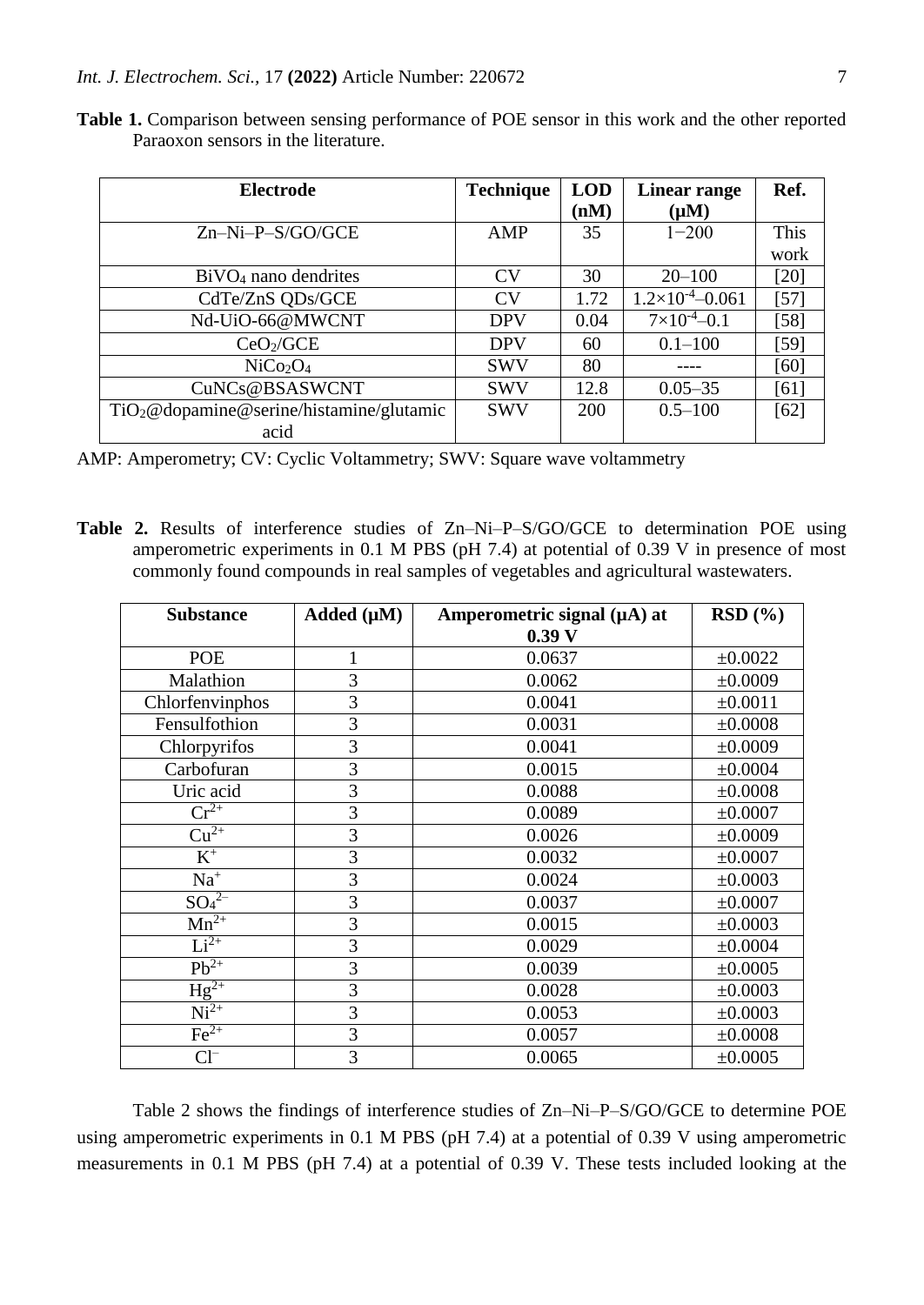**Table 1.** Comparison between sensing performance of POE sensor in this work and the other reported Paraoxon sensors in the literature.

| Electrode | Technique | LOD (nM) | Linear range (μM) | Ref. |
|---|---|---|---|---|
| Zn–Ni–P–S/GO/GCE | AMP | 35 | 1−200 | This work |
| $BiVO_4$ nano dendrites | CV | 30 | 20–100 | [20] |
| CdTe/ZnS QDs/GCE | CV | 1.72 | $1.2\times10^{-4}$–0.061 | [57] |
| Nd-UiO-66@MWCNT | DPV | 0.04 | $7\times10^{-4}$–0.1 | [58] |
| $CeO_2$/GCE | DPV | 60 | 0.1–100 | [59] |
| $NiCo_2O_4$ | SWV | 80 | ---- | [60] |
| CuNCs@BSASWCNT | SWV | 12.8 | 0.05–35 | [61] |
| $TiO_2$@dopamine@serine/histamine/glutamic acid | SWV | 200 | 0.5–100 | [62] |

AMP: Amperometry; CV: Cyclic Voltammetry; SWV: Square wave voltammetry

**Table 2.** Results of interference studies of Zn–Ni–P–S/GO/GCE to determination POE using amperometric experiments in 0.1 M PBS (pH 7.4) at potential of 0.39 V in presence of most commonly found compounds in real samples of vegetables and agricultural wastewaters.

| Substance | Added (μM) | Amperometric signal (μA) at 0.39 V | RSD (%) |
|---|---|---|---|
| POE | 1 | 0.0637 | ±0.0022 |
| Malathion | 3 | 0.0062 | ±0.0009 |
| Chlorfenvinphos | 3 | 0.0041 | ±0.0011 |
| Fensulfothion | 3 | 0.0031 | ±0.0008 |
| Chlorpyrifos | 3 | 0.0041 | ±0.0009 |
| Carbofuran | 3 | 0.0015 | ±0.0004 |
| Uric acid | 3 | 0.0088 | ±0.0008 |
| $Cr^{2+}$ | 3 | 0.0089 | ±0.0007 |
| $Cu^{2+}$ | 3 | 0.0026 | ±0.0009 |
| $K^{+}$ | 3 | 0.0032 | ±0.0007 |
| $Na^{+}$ | 3 | 0.0024 | ±0.0003 |
| $SO_4^{2-}$ | 3 | 0.0037 | ±0.0007 |
| $Mn^{2+}$ | 3 | 0.0015 | ±0.0003 |
| $Li^{2+}$ | 3 | 0.0029 | ±0.0004 |
| $Pb^{2+}$ | 3 | 0.0039 | ±0.0005 |
| $Hg^{2+}$ | 3 | 0.0028 | ±0.0003 |
| $Ni^{2+}$ | 3 | 0.0053 | ±0.0003 |
| $Fe^{2+}$ | 3 | 0.0057 | ±0.0008 |
| $Cl^{-}$ | 3 | 0.0065 | ±0.0005 |

Table 2 shows the findings of interference studies of Zn–Ni–P–S/GO/GCE to determine POE using amperometric experiments in 0.1 M PBS (pH 7.4) at a potential of 0.39 V using amperometric measurements in 0.1 M PBS (pH 7.4) at a potential of 0.39 V. These tests included looking at the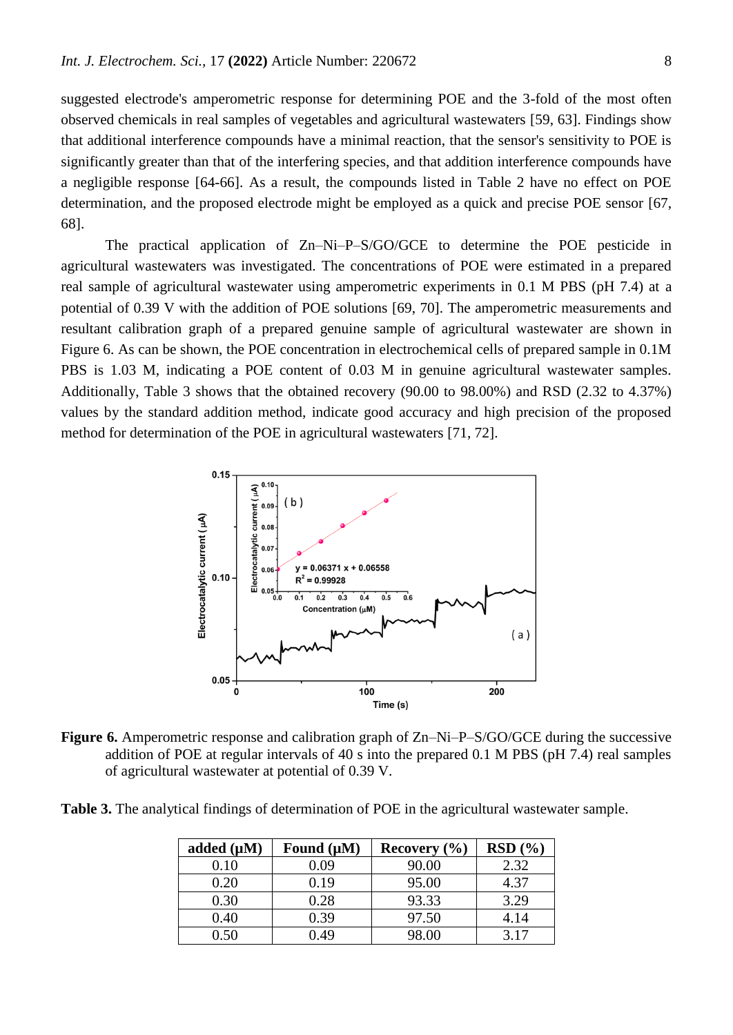suggested electrode's amperometric response for determining POE and the 3-fold of the most often observed chemicals in real samples of vegetables and agricultural wastewaters [59, 63]. Findings show that additional interference compounds have a minimal reaction, that the sensor's sensitivity to POE is significantly greater than that of the interfering species, and that addition interference compounds have a negligible response [64-66]. As a result, the compounds listed in Table 2 have no effect on POE determination, and the proposed electrode might be employed as a quick and precise POE sensor [67, 68].

The practical application of Zn–Ni–P–S/GO/GCE to determine the POE pesticide in agricultural wastewaters was investigated. The concentrations of POE were estimated in a prepared real sample of agricultural wastewater using amperometric experiments in 0.1 M PBS (pH 7.4) at a potential of 0.39 V with the addition of POE solutions [69, 70]. The amperometric measurements and resultant calibration graph of a prepared genuine sample of agricultural wastewater are shown in Figure 6. As can be shown, the POE concentration in electrochemical cells of prepared sample in 0.1M PBS is 1.03 M, indicating a POE content of 0.03 M in genuine agricultural wastewater samples. Additionally, Table 3 shows that the obtained recovery (90.00 to 98.00%) and RSD (2.32 to 4.37%) values by the standard addition method, indicate good accuracy and high precision of the proposed method for determination of the POE in agricultural wastewaters [71, 72].

**Figure 6.** Amperometric response and calibration graph of Zn–Ni–P–S/GO/GCE during the successive addition of POE at regular intervals of 40 s into the prepared 0.1 M PBS (pH 7.4) real samples of agricultural wastewater at potential of 0.39 V.

**Table 3.** The analytical findings of determination of POE in the agricultural wastewater sample.

| added (μM) | Found (μM) | Recovery (%) | RSD (%) |
|---|---|---|---|
| 0.10 | 0.09 | 90.00 | 2.32 |
| 0.20 | 0.19 | 95.00 | 4.37 |
| 0.30 | 0.28 | 93.33 | 3.29 |
| 0.40 | 0.39 | 97.50 | 4.14 |
| 0.50 | 0.49 | 98.00 | 3.17 |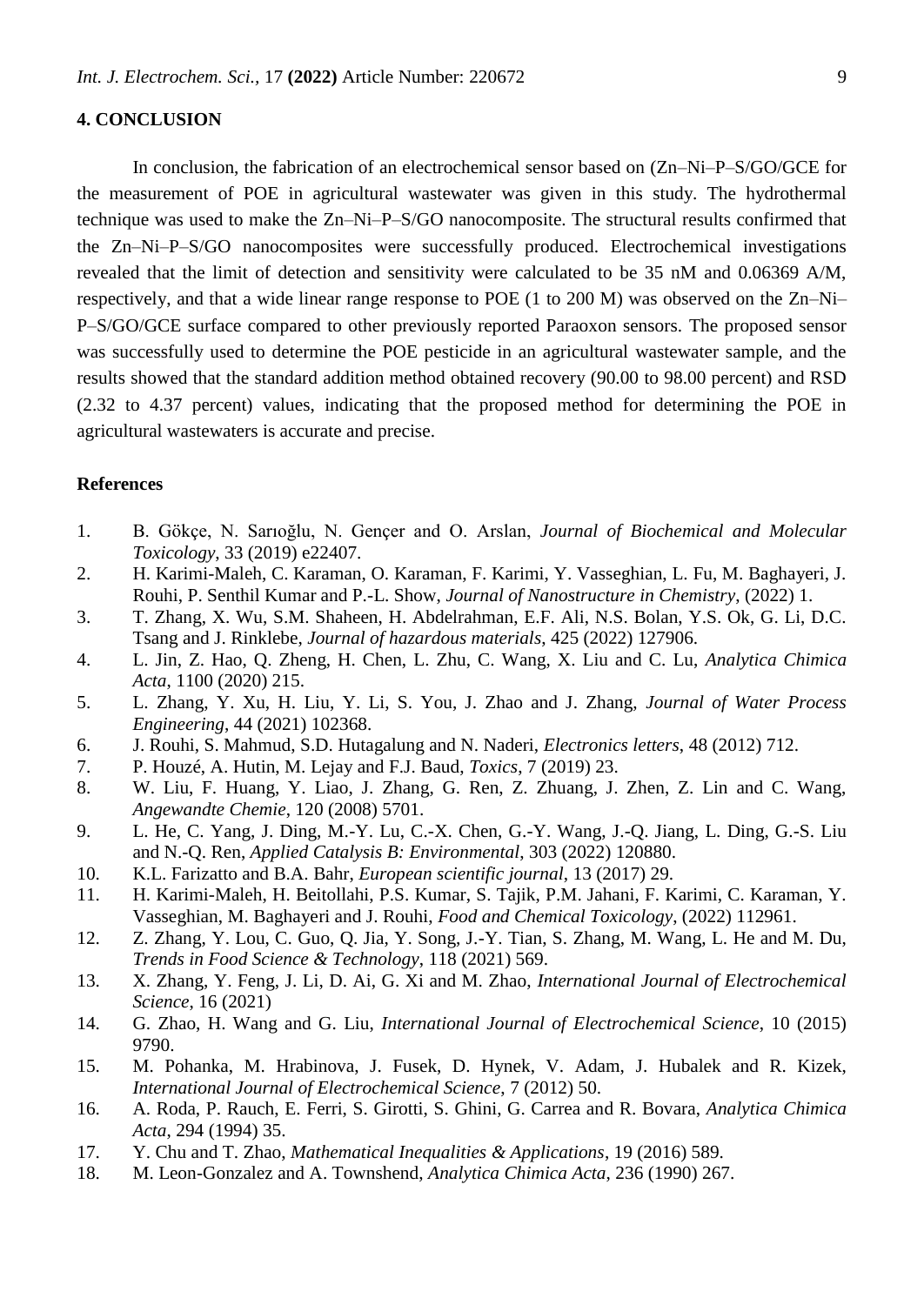## 4. CONCLUSION

In conclusion, the fabrication of an electrochemical sensor based on (Zn–Ni–P–S/GO/GCE for the measurement of POE in agricultural wastewater was given in this study. The hydrothermal technique was used to make the Zn–Ni–P–S/GO nanocomposite. The structural results confirmed that the Zn–Ni–P–S/GO nanocomposites were successfully produced. Electrochemical investigations revealed that the limit of detection and sensitivity were calculated to be 35 nM and 0.06369 A/M, respectively, and that a wide linear range response to POE (1 to 200 M) was observed on the Zn–Ni–P–S/GO/GCE surface compared to other previously reported Paraoxon sensors. The proposed sensor was successfully used to determine the POE pesticide in an agricultural wastewater sample, and the results showed that the standard addition method obtained recovery (90.00 to 98.00 percent) and RSD (2.32 to 4.37 percent) values, indicating that the proposed method for determining the POE in agricultural wastewaters is accurate and precise.

## References

1. B. Gökçe, N. Sarıoğlu, N. Gençer and O. Arslan, *Journal of Biochemical and Molecular Toxicology*, 33 (2019) e22407.
2. H. Karimi-Maleh, C. Karaman, O. Karaman, F. Karimi, Y. Vasseghian, L. Fu, M. Baghayeri, J. Rouhi, P. Senthil Kumar and P.-L. Show, *Journal of Nanostructure in Chemistry*, (2022) 1.
3. T. Zhang, X. Wu, S.M. Shaheen, H. Abdelrahman, E.F. Ali, N.S. Bolan, Y.S. Ok, G. Li, D.C. Tsang and J. Rinklebe, *Journal of hazardous materials*, 425 (2022) 127906.
4. L. Jin, Z. Hao, Q. Zheng, H. Chen, L. Zhu, C. Wang, X. Liu and C. Lu, *Analytica Chimica Acta*, 1100 (2020) 215.
5. L. Zhang, Y. Xu, H. Liu, Y. Li, S. You, J. Zhao and J. Zhang, *Journal of Water Process Engineering*, 44 (2021) 102368.
6. J. Rouhi, S. Mahmud, S.D. Hutagalung and N. Naderi, *Electronics letters*, 48 (2012) 712.
7. P. Houzé, A. Hutin, M. Lejay and F.J. Baud, *Toxics*, 7 (2019) 23.
8. W. Liu, F. Huang, Y. Liao, J. Zhang, G. Ren, Z. Zhuang, J. Zhen, Z. Lin and C. Wang, *Angewandte Chemie*, 120 (2008) 5701.
9. L. He, C. Yang, J. Ding, M.-Y. Lu, C.-X. Chen, G.-Y. Wang, J.-Q. Jiang, L. Ding, G.-S. Liu and N.-Q. Ren, *Applied Catalysis B: Environmental*, 303 (2022) 120880.
10. K.L. Farizatto and B.A. Bahr, *European scientific journal*, 13 (2017) 29.
11. H. Karimi-Maleh, H. Beitollahi, P.S. Kumar, S. Tajik, P.M. Jahani, F. Karimi, C. Karaman, Y. Vasseghian, M. Baghayeri and J. Rouhi, *Food and Chemical Toxicology*, (2022) 112961.
12. Z. Zhang, Y. Lou, C. Guo, Q. Jia, Y. Song, J.-Y. Tian, S. Zhang, M. Wang, L. He and M. Du, *Trends in Food Science & Technology*, 118 (2021) 569.
13. X. Zhang, Y. Feng, J. Li, D. Ai, G. Xi and M. Zhao, *International Journal of Electrochemical Science*, 16 (2021)
14. G. Zhao, H. Wang and G. Liu, *International Journal of Electrochemical Science*, 10 (2015) 9790.
15. M. Pohanka, M. Hrabinova, J. Fusek, D. Hynek, V. Adam, J. Hubalek and R. Kizek, *International Journal of Electrochemical Science*, 7 (2012) 50.
16. A. Roda, P. Rauch, E. Ferri, S. Girotti, S. Ghini, G. Carrea and R. Bovara, *Analytica Chimica Acta*, 294 (1994) 35.
17. Y. Chu and T. Zhao, *Mathematical Inequalities & Applications*, 19 (2016) 589.
18. M. Leon-Gonzalez and A. Townshend, *Analytica Chimica Acta*, 236 (1990) 267.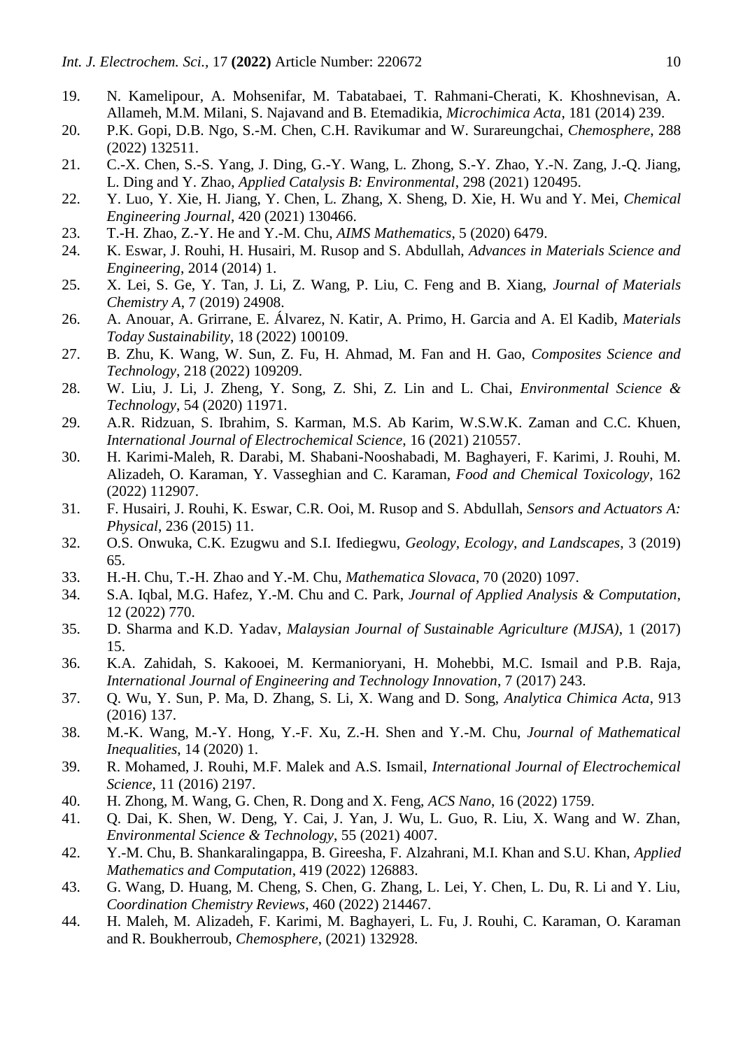19. N. Kamelipour, A. Mohsenifar, M. Tabatabaei, T. Rahmani-Cherati, K. Khoshnevisan, A. Allameh, M.M. Milani, S. Najavand and B. Etemadikia, *Microchimica Acta*, 181 (2014) 239.
20. P.K. Gopi, D.B. Ngo, S.-M. Chen, C.H. Ravikumar and W. Surareungchai, *Chemosphere*, 288 (2022) 132511.
21. C.-X. Chen, S.-S. Yang, J. Ding, G.-Y. Wang, L. Zhong, S.-Y. Zhao, Y.-N. Zang, J.-Q. Jiang, L. Ding and Y. Zhao, *Applied Catalysis B: Environmental*, 298 (2021) 120495.
22. Y. Luo, Y. Xie, H. Jiang, Y. Chen, L. Zhang, X. Sheng, D. Xie, H. Wu and Y. Mei, *Chemical Engineering Journal*, 420 (2021) 130466.
23. T.-H. Zhao, Z.-Y. He and Y.-M. Chu, *AIMS Mathematics*, 5 (2020) 6479.
24. K. Eswar, J. Rouhi, H. Husairi, M. Rusop and S. Abdullah, *Advances in Materials Science and Engineering*, 2014 (2014) 1.
25. X. Lei, S. Ge, Y. Tan, J. Li, Z. Wang, P. Liu, C. Feng and B. Xiang, *Journal of Materials Chemistry A*, 7 (2019) 24908.
26. A. Anouar, A. Grirrane, E. Álvarez, N. Katir, A. Primo, H. Garcia and A. El Kadib, *Materials Today Sustainability*, 18 (2022) 100109.
27. B. Zhu, K. Wang, W. Sun, Z. Fu, H. Ahmad, M. Fan and H. Gao, *Composites Science and Technology*, 218 (2022) 109209.
28. W. Liu, J. Li, J. Zheng, Y. Song, Z. Shi, Z. Lin and L. Chai, *Environmental Science & Technology*, 54 (2020) 11971.
29. A.R. Ridzuan, S. Ibrahim, S. Karman, M.S. Ab Karim, W.S.W.K. Zaman and C.C. Khuen, *International Journal of Electrochemical Science*, 16 (2021) 210557.
30. H. Karimi-Maleh, R. Darabi, M. Shabani-Nooshabadi, M. Baghayeri, F. Karimi, J. Rouhi, M. Alizadeh, O. Karaman, Y. Vasseghian and C. Karaman, *Food and Chemical Toxicology*, 162 (2022) 112907.
31. F. Husairi, J. Rouhi, K. Eswar, C.R. Ooi, M. Rusop and S. Abdullah, *Sensors and Actuators A: Physical*, 236 (2015) 11.
32. O.S. Onwuka, C.K. Ezugwu and S.I. Ifediegwu, *Geology, Ecology, and Landscapes*, 3 (2019) 65.
33. H.-H. Chu, T.-H. Zhao and Y.-M. Chu, *Mathematica Slovaca*, 70 (2020) 1097.
34. S.A. Iqbal, M.G. Hafez, Y.-M. Chu and C. Park, *Journal of Applied Analysis & Computation*, 12 (2022) 770.
35. D. Sharma and K.D. Yadav, *Malaysian Journal of Sustainable Agriculture (MJSA)*, 1 (2017) 15.
36. K.A. Zahidah, S. Kakooei, M. Kermanioryani, H. Mohebbi, M.C. Ismail and P.B. Raja, *International Journal of Engineering and Technology Innovation*, 7 (2017) 243.
37. Q. Wu, Y. Sun, P. Ma, D. Zhang, S. Li, X. Wang and D. Song, *Analytica Chimica Acta*, 913 (2016) 137.
38. M.-K. Wang, M.-Y. Hong, Y.-F. Xu, Z.-H. Shen and Y.-M. Chu, *Journal of Mathematical Inequalities*, 14 (2020) 1.
39. R. Mohamed, J. Rouhi, M.F. Malek and A.S. Ismail, *International Journal of Electrochemical Science*, 11 (2016) 2197.
40. H. Zhong, M. Wang, G. Chen, R. Dong and X. Feng, *ACS Nano*, 16 (2022) 1759.
41. Q. Dai, K. Shen, W. Deng, Y. Cai, J. Yan, J. Wu, L. Guo, R. Liu, X. Wang and W. Zhan, *Environmental Science & Technology*, 55 (2021) 4007.
42. Y.-M. Chu, B. Shankaralingappa, B. Gireesha, F. Alzahrani, M.I. Khan and S.U. Khan, *Applied Mathematics and Computation*, 419 (2022) 126883.
43. G. Wang, D. Huang, M. Cheng, S. Chen, G. Zhang, L. Lei, Y. Chen, L. Du, R. Li and Y. Liu, *Coordination Chemistry Reviews*, 460 (2022) 214467.
44. H. Maleh, M. Alizadeh, F. Karimi, M. Baghayeri, L. Fu, J. Rouhi, C. Karaman, O. Karaman and R. Boukherroub, *Chemosphere*, (2021) 132928.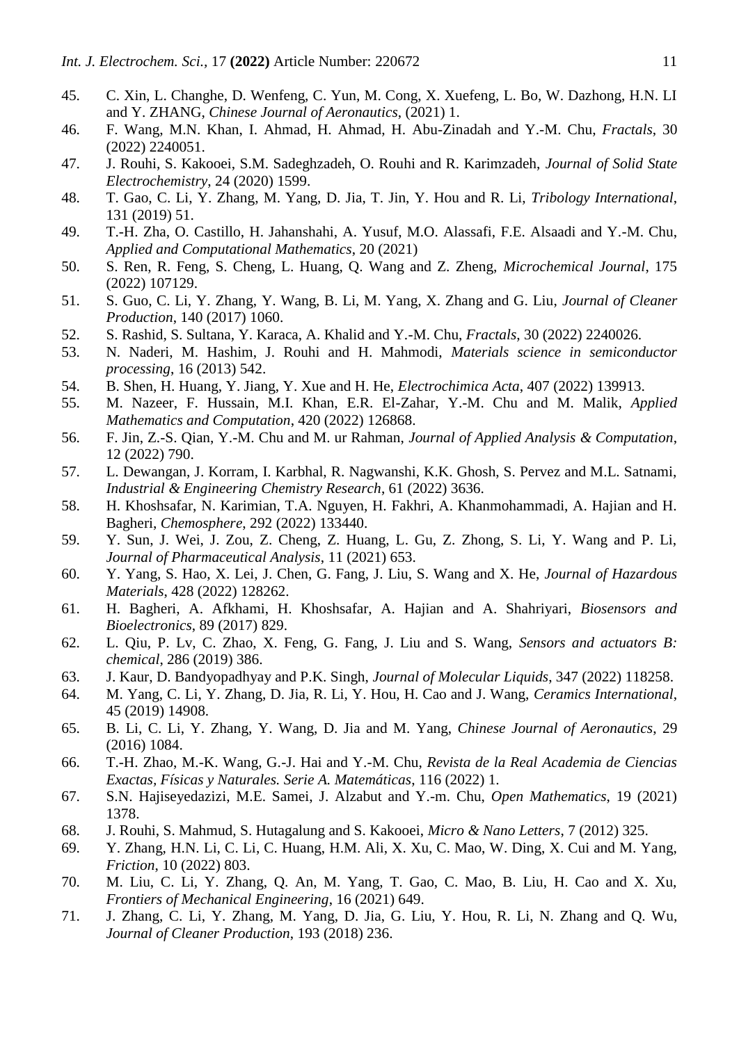45. C. Xin, L. Changhe, D. Wenfeng, C. Yun, M. Cong, X. Xuefeng, L. Bo, W. Dazhong, H.N. LI and Y. ZHANG, *Chinese Journal of Aeronautics*, (2021) 1.
46. F. Wang, M.N. Khan, I. Ahmad, H. Ahmad, H. Abu-Zinadah and Y.-M. Chu, *Fractals*, 30 (2022) 2240051.
47. J. Rouhi, S. Kakooei, S.M. Sadeghzadeh, O. Rouhi and R. Karimzadeh, *Journal of Solid State Electrochemistry*, 24 (2020) 1599.
48. T. Gao, C. Li, Y. Zhang, M. Yang, D. Jia, T. Jin, Y. Hou and R. Li, *Tribology International*, 131 (2019) 51.
49. T.-H. Zha, O. Castillo, H. Jahanshahi, A. Yusuf, M.O. Alassafi, F.E. Alsaadi and Y.-M. Chu, *Applied and Computational Mathematics*, 20 (2021)
50. S. Ren, R. Feng, S. Cheng, L. Huang, Q. Wang and Z. Zheng, *Microchemical Journal*, 175 (2022) 107129.
51. S. Guo, C. Li, Y. Zhang, Y. Wang, B. Li, M. Yang, X. Zhang and G. Liu, *Journal of Cleaner Production*, 140 (2017) 1060.
52. S. Rashid, S. Sultana, Y. Karaca, A. Khalid and Y.-M. Chu, *Fractals*, 30 (2022) 2240026.
53. N. Naderi, M. Hashim, J. Rouhi and H. Mahmodi, *Materials science in semiconductor processing*, 16 (2013) 542.
54. B. Shen, H. Huang, Y. Jiang, Y. Xue and H. He, *Electrochimica Acta*, 407 (2022) 139913.
55. M. Nazeer, F. Hussain, M.I. Khan, E.R. El-Zahar, Y.-M. Chu and M. Malik, *Applied Mathematics and Computation*, 420 (2022) 126868.
56. F. Jin, Z.-S. Qian, Y.-M. Chu and M. ur Rahman, *Journal of Applied Analysis & Computation*, 12 (2022) 790.
57. L. Dewangan, J. Korram, I. Karbhal, R. Nagwanshi, K.K. Ghosh, S. Pervez and M.L. Satnami, *Industrial & Engineering Chemistry Research*, 61 (2022) 3636.
58. H. Khoshsafar, N. Karimian, T.A. Nguyen, H. Fakhri, A. Khanmohammadi, A. Hajian and H. Bagheri, *Chemosphere*, 292 (2022) 133440.
59. Y. Sun, J. Wei, J. Zou, Z. Cheng, Z. Huang, L. Gu, Z. Zhong, S. Li, Y. Wang and P. Li, *Journal of Pharmaceutical Analysis*, 11 (2021) 653.
60. Y. Yang, S. Hao, X. Lei, J. Chen, G. Fang, J. Liu, S. Wang and X. He, *Journal of Hazardous Materials*, 428 (2022) 128262.
61. H. Bagheri, A. Afkhami, H. Khoshsafar, A. Hajian and A. Shahriyari, *Biosensors and Bioelectronics*, 89 (2017) 829.
62. L. Qiu, P. Lv, C. Zhao, X. Feng, G. Fang, J. Liu and S. Wang, *Sensors and actuators B: chemical*, 286 (2019) 386.
63. J. Kaur, D. Bandyopadhyay and P.K. Singh, *Journal of Molecular Liquids*, 347 (2022) 118258.
64. M. Yang, C. Li, Y. Zhang, D. Jia, R. Li, Y. Hou, H. Cao and J. Wang, *Ceramics International*, 45 (2019) 14908.
65. B. Li, C. Li, Y. Zhang, Y. Wang, D. Jia and M. Yang, *Chinese Journal of Aeronautics*, 29 (2016) 1084.
66. T.-H. Zhao, M.-K. Wang, G.-J. Hai and Y.-M. Chu, *Revista de la Real Academia de Ciencias Exactas, Físicas y Naturales. Serie A. Matemáticas*, 116 (2022) 1.
67. S.N. Hajiseyedazizi, M.E. Samei, J. Alzabut and Y.-m. Chu, *Open Mathematics*, 19 (2021) 1378.
68. J. Rouhi, S. Mahmud, S. Hutagalung and S. Kakooei, *Micro & Nano Letters*, 7 (2012) 325.
69. Y. Zhang, H.N. Li, C. Li, C. Huang, H.M. Ali, X. Xu, C. Mao, W. Ding, X. Cui and M. Yang, *Friction*, 10 (2022) 803.
70. M. Liu, C. Li, Y. Zhang, Q. An, M. Yang, T. Gao, C. Mao, B. Liu, H. Cao and X. Xu, *Frontiers of Mechanical Engineering*, 16 (2021) 649.
71. J. Zhang, C. Li, Y. Zhang, M. Yang, D. Jia, G. Liu, Y. Hou, R. Li, N. Zhang and Q. Wu, *Journal of Cleaner Production*, 193 (2018) 236.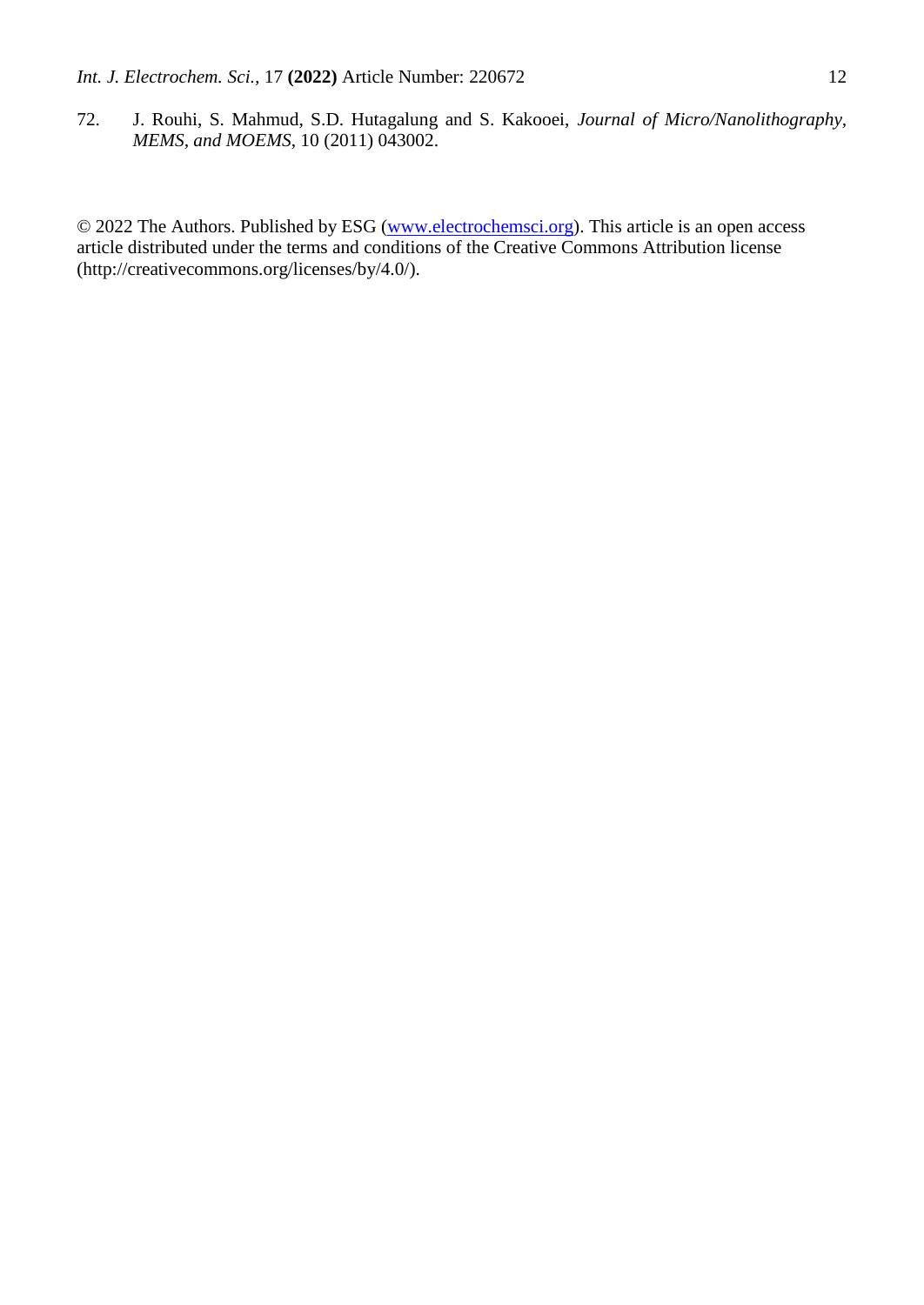72. J. Rouhi, S. Mahmud, S.D. Hutagalung and S. Kakooei, *Journal of Micro/Nanolithography, MEMS, and MOEMS*, 10 (2011) 043002.

© 2022 The Authors. Published by ESG (www.electrochemsci.org). This article is an open access article distributed under the terms and conditions of the Creative Commons Attribution license (http://creativecommons.org/licenses/by/4.0/).